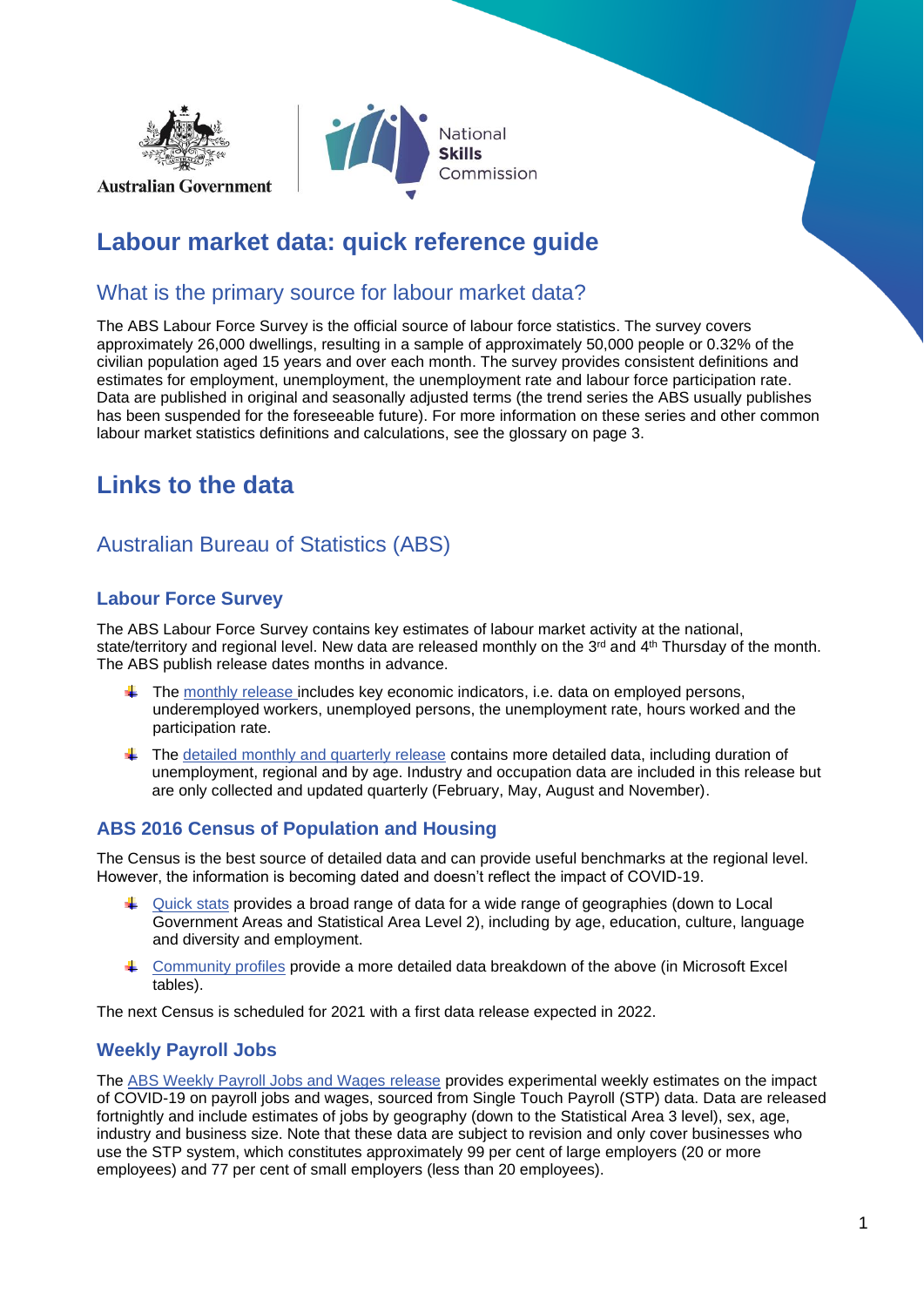# Labour market data: quick reference guide

## What is the primary source for labour market data?

The ABS Labour Force Survey is the official source of labour force statistics. The survey covers approximately 26,000 dwellings, resulting in a sample of approximately 50,000 people or 0.32% of the civilian population aged 15 years and over each month. The survey provides consistent definitions and estimates for employment, unemployment, the unemployment rate and labour force participation rate. Data are published in original and seasonally adjusted terms (the trend series the ABS usually publishes has been suspended for the foreseeable future). For more information on these series and other common labour market statistics definitions and calculations, see the glossary on page 3.

# Links to the data

## Australian Bureau of Statistics (ABS)

### Labour Force Survey

The ABS Labour Force Survey contains key estimates of labour market activity at the national, state/territory and regional level. New data are released monthly on the 3rd and 4th Thursday of the month. The ABS publish release dates months in advance.

- The monthly release includes key economic indicators, i.e. data on employed persons, underemployed workers, unemployed persons, the unemployment rate, hours worked and the participation rate.
- The detailed monthly and quarterly release contains more detailed data, including duration of unemployment, regional and by age. Industry and occupation data are included in this release but are only collected and updated quarterly (February, May, August and November).

### ABS 2016 Census of Population and Housing

The Census is the best source of detailed data and can provide useful benchmarks at the regional level. However, the information is becoming dated and doesn't reflect the impact of COVID-19.

- Quick stats provides a broad range of data for a wide range of geographies (down to Local Government Areas and Statistical Area Level 2), including by age, education, culture, language and diversity and employment.
- Community profiles provide a more detailed data breakdown of the above (in Microsoft Excel tables).

The next Census is scheduled for 2021 with a first data release expected in 2022.

### Weekly Payroll Jobs

The ABS Weekly Payroll Jobs and Wages release provides experimental weekly estimates on the impact of COVID-19 on payroll jobs and wages, sourced from Single Touch Payroll (STP) data. Data are released fortnightly and include estimates of jobs by geography (down to the Statistical Area 3 level), sex, age, industry and business size. Note that these data are subject to revision and only cover businesses who use the STP system, which constitutes approximately 99 per cent of large employers (20 or more employees) and 77 per cent of small employers (less than 20 employees).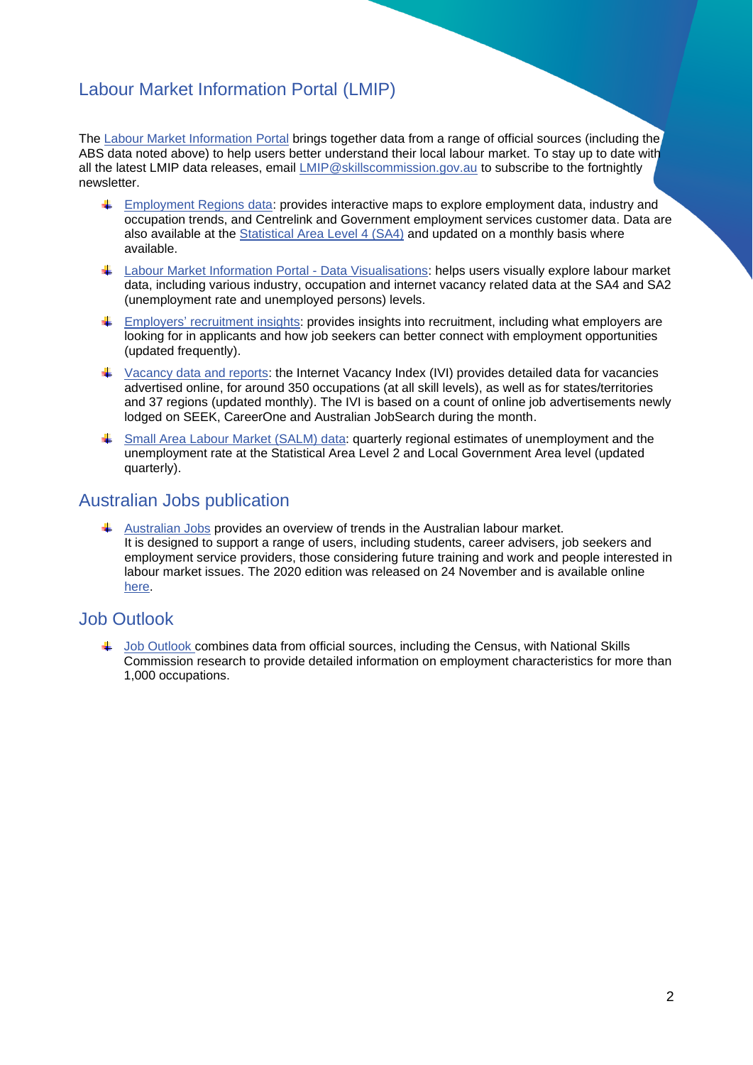## Labour Market Information Portal (LMIP)

The Labour Market Information Portal brings together data from a range of official sources (including the ABS data noted above) to help users better understand their local labour market. To stay up to date with all the latest LMIP data releases, email LMIP@skillscommission.gov.au to subscribe to the fortnightly newsletter.

- Employment Regions data: provides interactive maps to explore employment data, industry and occupation trends, and Centrelink and Government employment services customer data. Data are also available at the Statistical Area Level 4 (SA4) and updated on a monthly basis where available.
- Labour Market Information Portal - Data Visualisations: helps users visually explore labour market data, including various industry, occupation and internet vacancy related data at the SA4 and SA2 (unemployment rate and unemployed persons) levels.
- Employers' recruitment insights: provides insights into recruitment, including what employers are looking for in applicants and how job seekers can better connect with employment opportunities (updated frequently).
- Vacancy data and reports: the Internet Vacancy Index (IVI) provides detailed data for vacancies advertised online, for around 350 occupations (at all skill levels), as well as for states/territories and 37 regions (updated monthly). The IVI is based on a count of online job advertisements newly lodged on SEEK, CareerOne and Australian JobSearch during the month.
- Small Area Labour Market (SALM) data: quarterly regional estimates of unemployment and the unemployment rate at the Statistical Area Level 2 and Local Government Area level (updated quarterly).

## Australian Jobs publication

- Australian Jobs provides an overview of trends in the Australian labour market.
  It is designed to support a range of users, including students, career advisers, job seekers and employment service providers, those considering future training and work and people interested in labour market issues. The 2020 edition was released on 24 November and is available online here.

## Job Outlook

- Job Outlook combines data from official sources, including the Census, with National Skills Commission research to provide detailed information on employment characteristics for more than 1,000 occupations.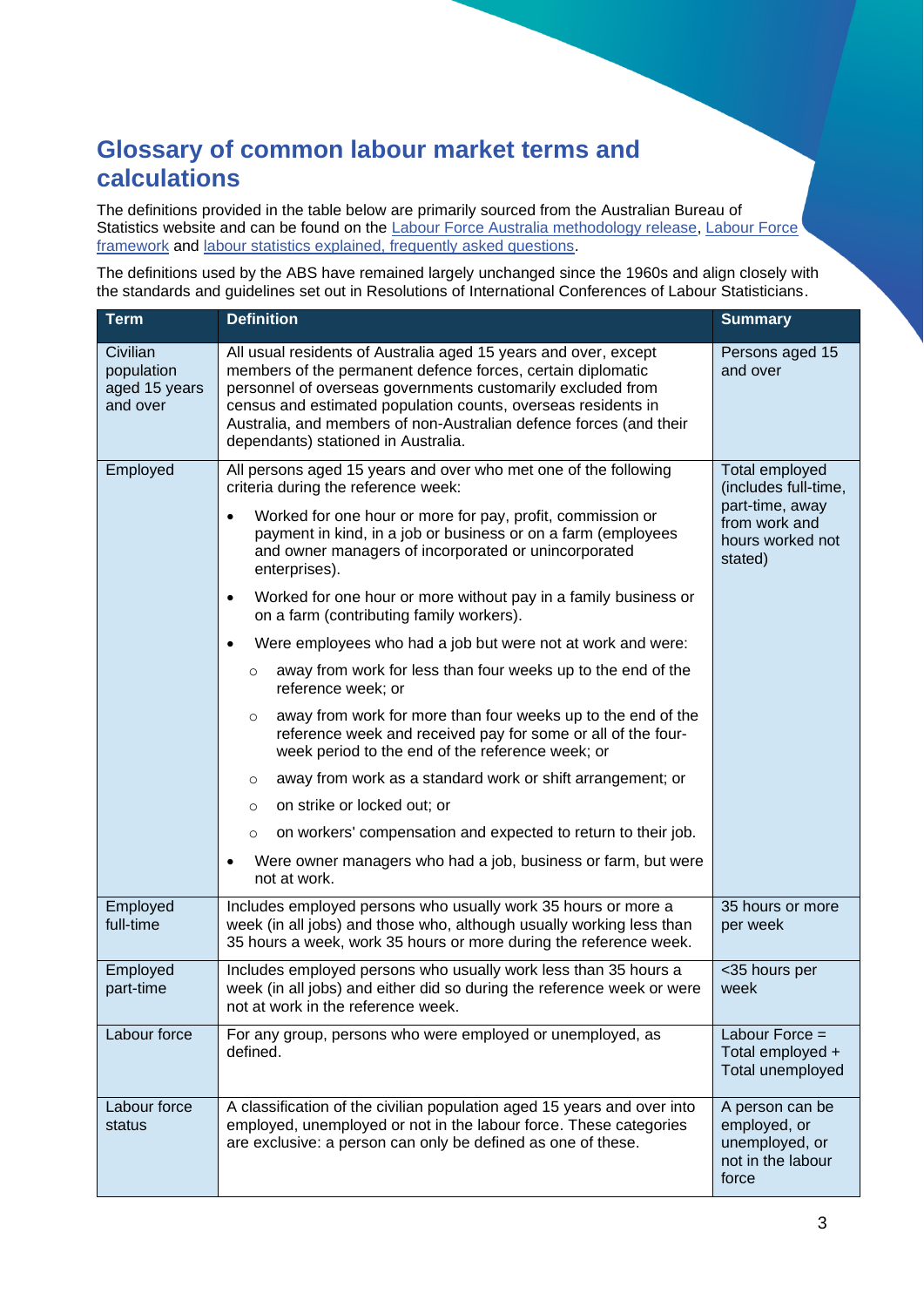## Glossary of common labour market terms and calculations

The definitions provided in the table below are primarily sourced from the Australian Bureau of Statistics website and can be found on the Labour Force Australia methodology release, Labour Force framework and labour statistics explained, frequently asked questions.

The definitions used by the ABS have remained largely unchanged since the 1960s and align closely with the standards and guidelines set out in Resolutions of International Conferences of Labour Statisticians.

| Term | Definition | Summary |
|---|---|---|
| Civilian population aged 15 years and over | All usual residents of Australia aged 15 years and over, except members of the permanent defence forces, certain diplomatic personnel of overseas governments customarily excluded from census and estimated population counts, overseas residents in Australia, and members of non-Australian defence forces (and their dependants) stationed in Australia. | Persons aged 15 and over |
| Employed | All persons aged 15 years and over who met one of the following criteria during the reference week:<br>• Worked for one hour or more for pay, profit, commission or payment in kind, in a job or business or on a farm (employees and owner managers of incorporated or unincorporated enterprises).<br>• Worked for one hour or more without pay in a family business or on a farm (contributing family workers).<br>• Were employees who had a job but were not at work and were:<br>  ○ away from work for less than four weeks up to the end of the reference week; or<br>  ○ away from work for more than four weeks up to the end of the reference week and received pay for some or all of the four-week period to the end of the reference week; or<br>  ○ away from work as a standard work or shift arrangement; or<br>  ○ on strike or locked out; or<br>  ○ on workers' compensation and expected to return to their job.<br>• Were owner managers who had a job, business or farm, but were not at work. | Total employed (includes full-time, part-time, away from work and hours worked not stated) |
| Employed full-time | Includes employed persons who usually work 35 hours or more a week (in all jobs) and those who, although usually working less than 35 hours a week, work 35 hours or more during the reference week. | 35 hours or more per week |
| Employed part-time | Includes employed persons who usually work less than 35 hours a week (in all jobs) and either did so during the reference week or were not at work in the reference week. | <35 hours per week |
| Labour force | For any group, persons who were employed or unemployed, as defined. | Labour Force = Total employed + Total unemployed |
| Labour force status | A classification of the civilian population aged 15 years and over into employed, unemployed or not in the labour force. These categories are exclusive: a person can only be defined as one of these. | A person can be employed, or unemployed, or not in the labour force |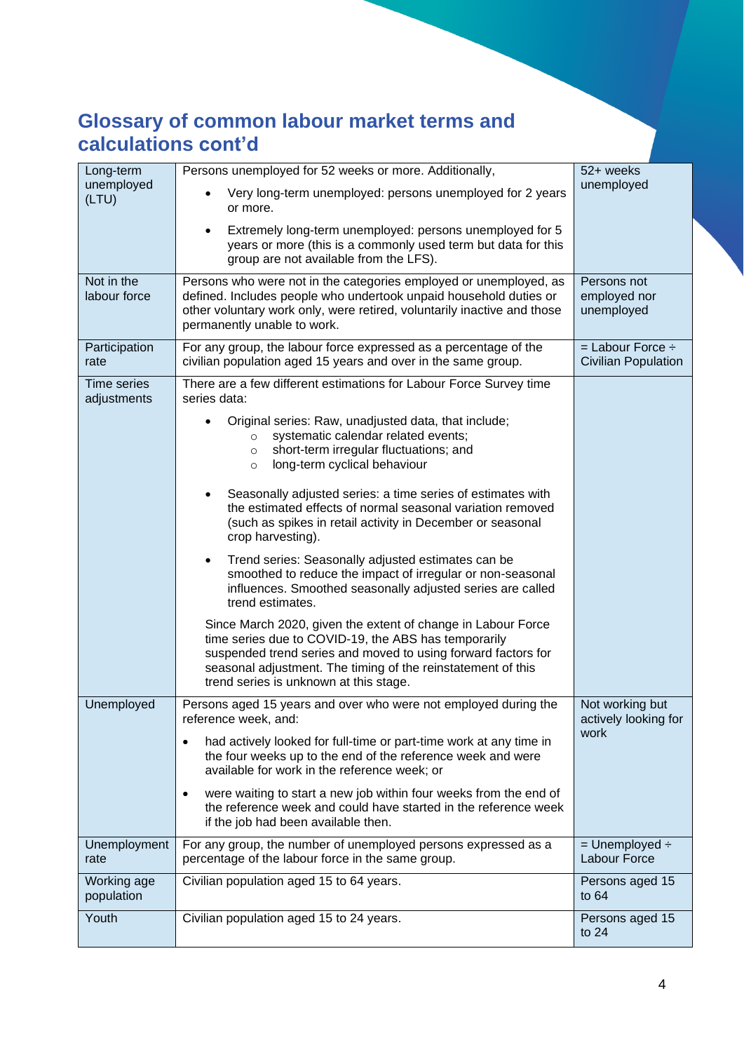## Glossary of common labour market terms and calculations cont'd

| | | |
|---|---|---|
| Long-term unemployed (LTU) | Persons unemployed for 52 weeks or more. Additionally,<br>• Very long-term unemployed: persons unemployed for 2 years or more.<br>• Extremely long-term unemployed: persons unemployed for 5 years or more (this is a commonly used term but data for this group are not available from the LFS). | 52+ weeks unemployed |
| Not in the labour force | Persons who were not in the categories employed or unemployed, as defined. Includes people who undertook unpaid household duties or other voluntary work only, were retired, voluntarily inactive and those permanently unable to work. | Persons not employed nor unemployed |
| Participation rate | For any group, the labour force expressed as a percentage of the civilian population aged 15 years and over in the same group. | = Labour Force ÷ Civilian Population |
| Time series adjustments | There are a few different estimations for Labour Force Survey time series data:<br>• Original series: Raw, unadjusted data, that include;<br>  ○ systematic calendar related events;<br>  ○ short-term irregular fluctuations; and<br>  ○ long-term cyclical behaviour<br>• Seasonally adjusted series: a time series of estimates with the estimated effects of normal seasonal variation removed (such as spikes in retail activity in December or seasonal crop harvesting).<br>• Trend series: Seasonally adjusted estimates can be smoothed to reduce the impact of irregular or non-seasonal influences. Smoothed seasonally adjusted series are called trend estimates.<br>Since March 2020, given the extent of change in Labour Force time series due to COVID-19, the ABS has temporarily suspended trend series and moved to using forward factors for seasonal adjustment. The timing of the reinstatement of this trend series is unknown at this stage. | |
| Unemployed | Persons aged 15 years and over who were not employed during the reference week, and:<br>• had actively looked for full-time or part-time work at any time in the four weeks up to the end of the reference week and were available for work in the reference week; or<br>• were waiting to start a new job within four weeks from the end of the reference week and could have started in the reference week if the job had been available then. | Not working but actively looking for work |
| Unemployment rate | For any group, the number of unemployed persons expressed as a percentage of the labour force in the same group. | = Unemployed ÷ Labour Force |
| Working age population | Civilian population aged 15 to 64 years. | Persons aged 15 to 64 |
| Youth | Civilian population aged 15 to 24 years. | Persons aged 15 to 24 |